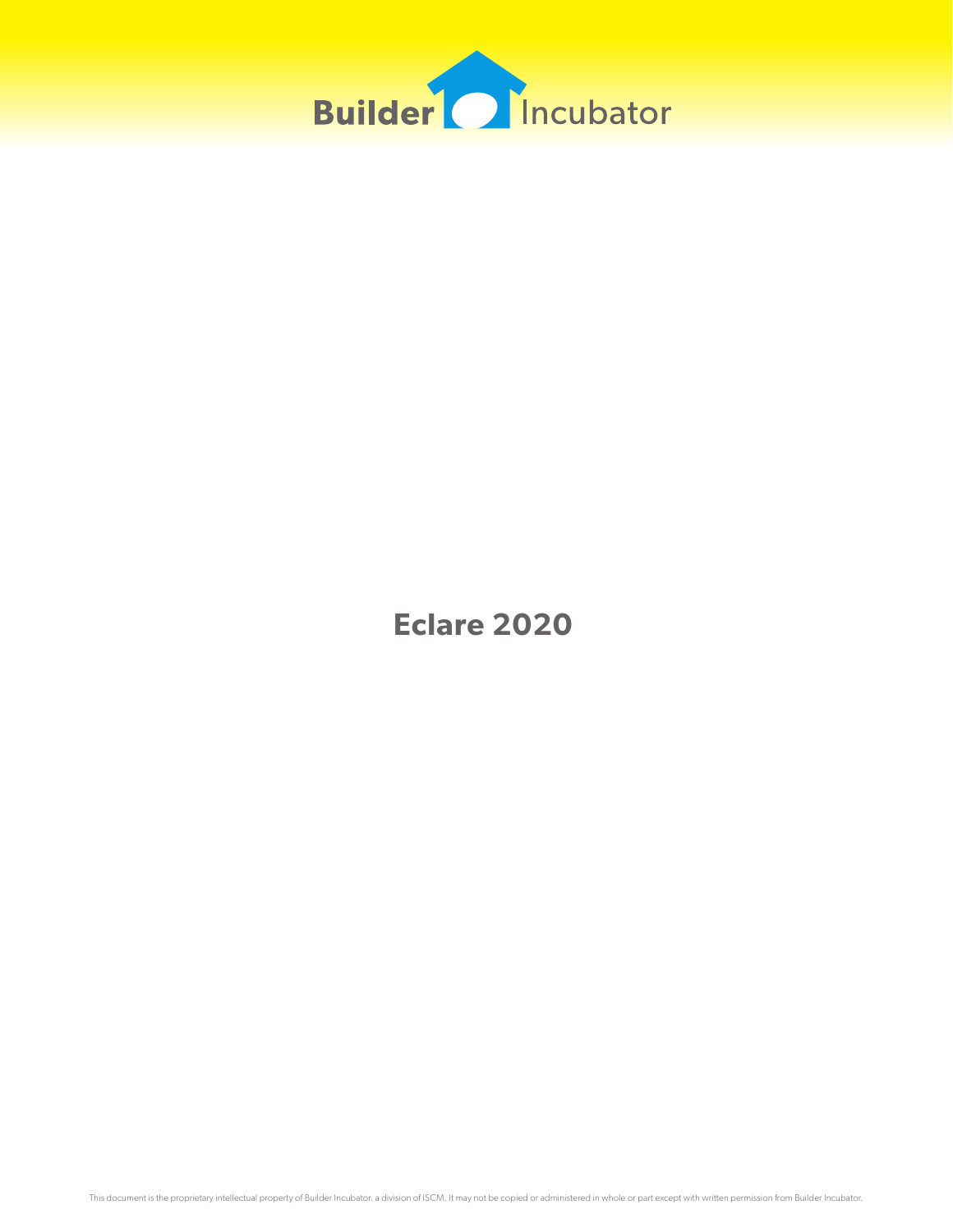Builder Incubator

# Eclare 2020

This document is the proprietary intellectual property of Builder Incubator, a division of ISCM. It may not be copied or administered in whole or part except with written permission from Builder Incubator.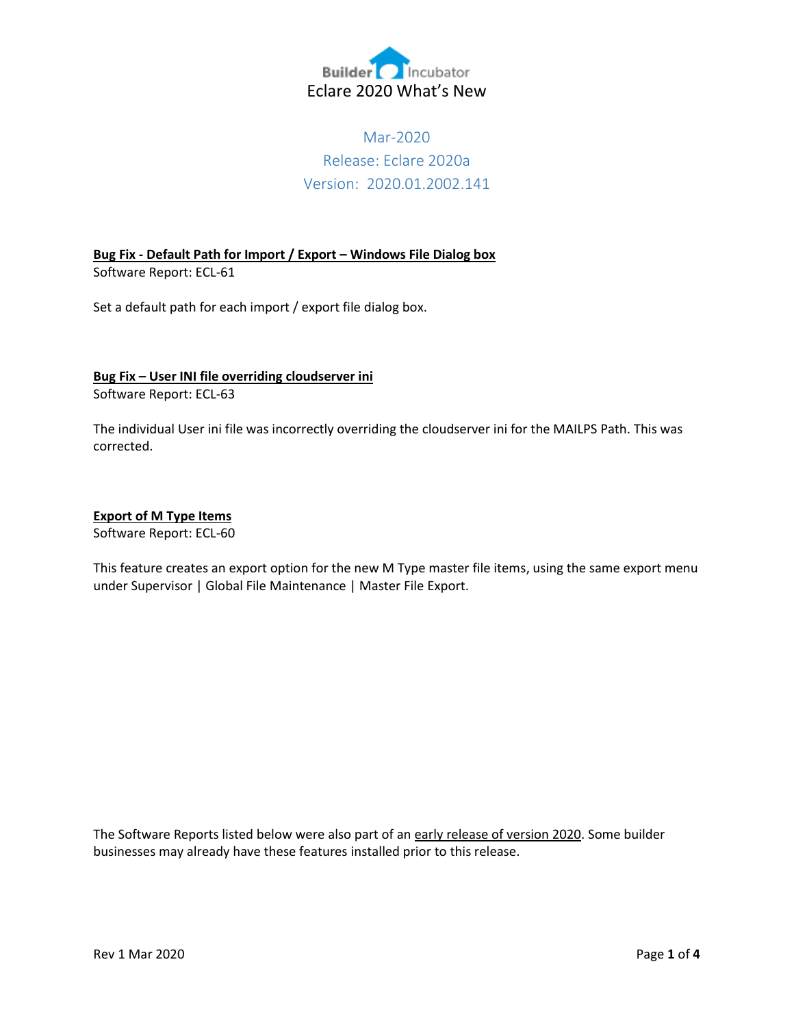# Eclare 2020 What's New

Mar-2020
Release: Eclare 2020a
Version: 2020.01.2002.141

**Bug Fix - Default Path for Import / Export – Windows File Dialog box**
Software Report: ECL-61

Set a default path for each import / export file dialog box.

**Bug Fix – User INI file overriding cloudserver ini**
Software Report: ECL-63

The individual User ini file was incorrectly overriding the cloudserver ini for the MAILPS Path. This was corrected.

**Export of M Type Items**
Software Report: ECL-60

This feature creates an export option for the new M Type master file items, using the same export menu under Supervisor | Global File Maintenance | Master File Export.

The Software Reports listed below were also part of an early release of version 2020. Some builder businesses may already have these features installed prior to this release.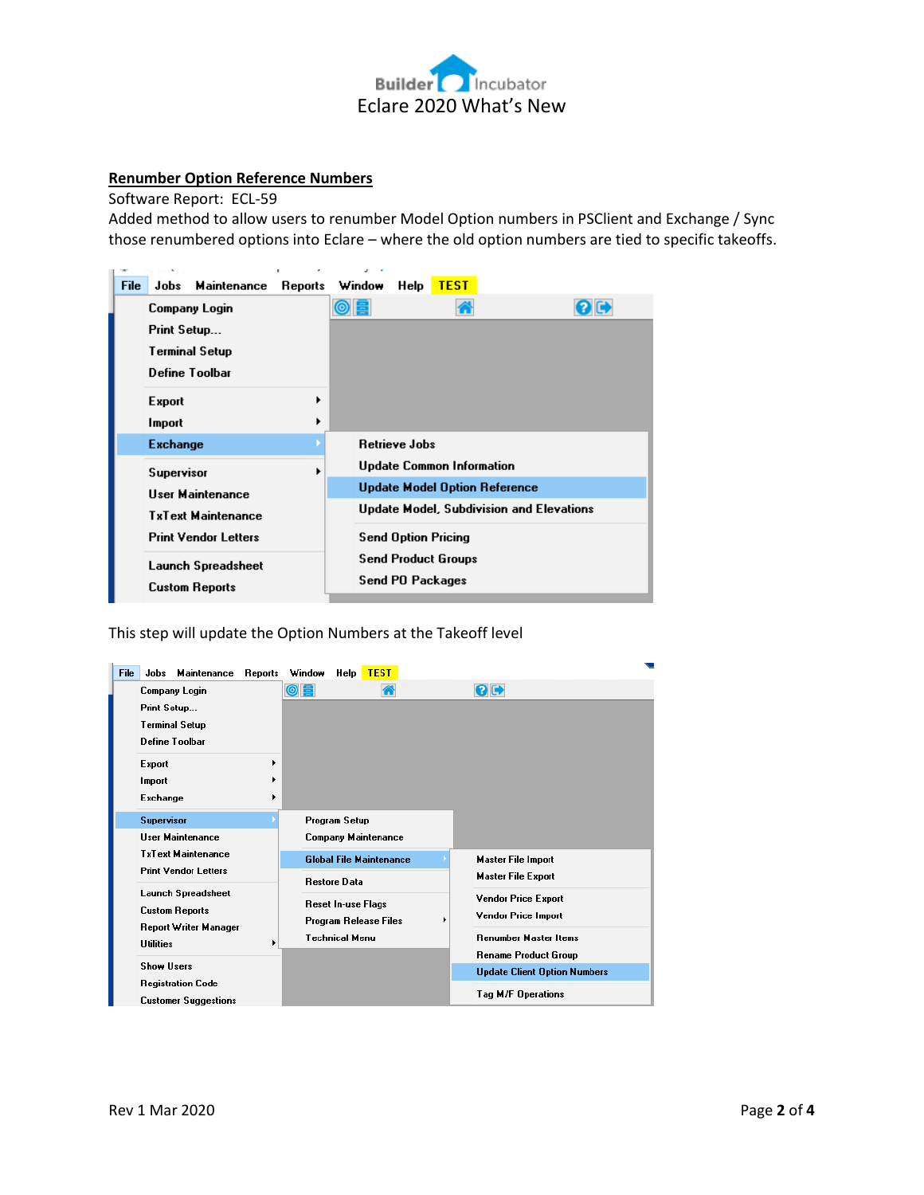**Renumber Option Reference Numbers**

Software Report: ECL-59

Added method to allow users to renumber Model Option numbers in PSClient and Exchange / Sync those renumbered options into Eclare – where the old option numbers are tied to specific takeoffs.

This step will update the Option Numbers at the Takeoff level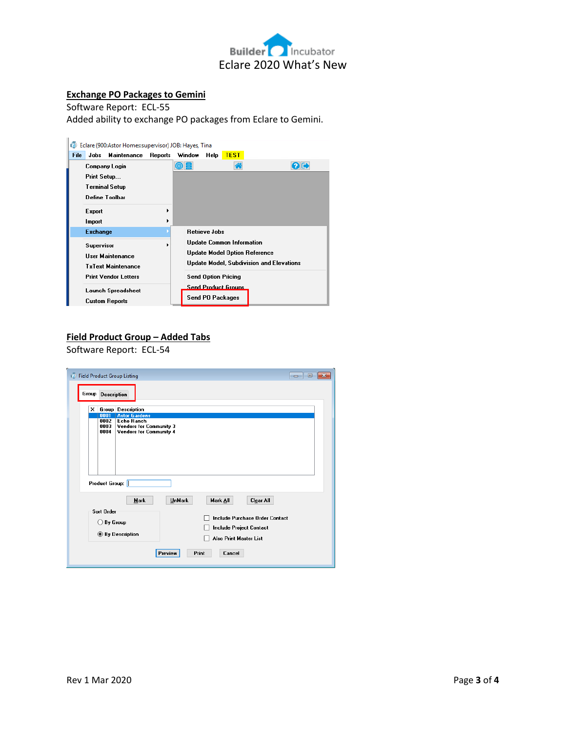## Exchange PO Packages to Gemini

Software Report: ECL-55

Added ability to exchange PO packages from Eclare to Gemini.

## Field Product Group – Added Tabs

Software Report: ECL-54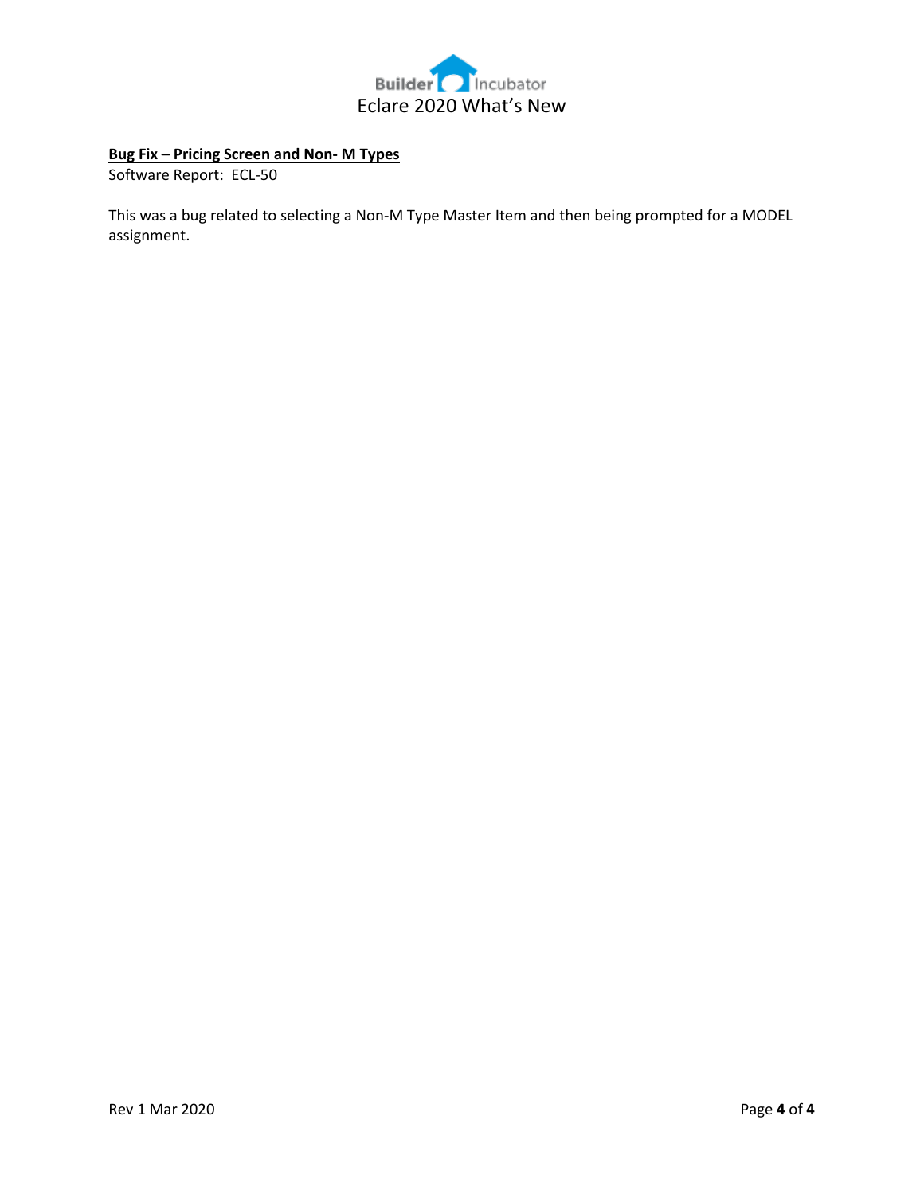**Bug Fix – Pricing Screen and Non- M Types**

Software Report: ECL-50

This was a bug related to selecting a Non-M Type Master Item and then being prompted for a MODEL assignment.